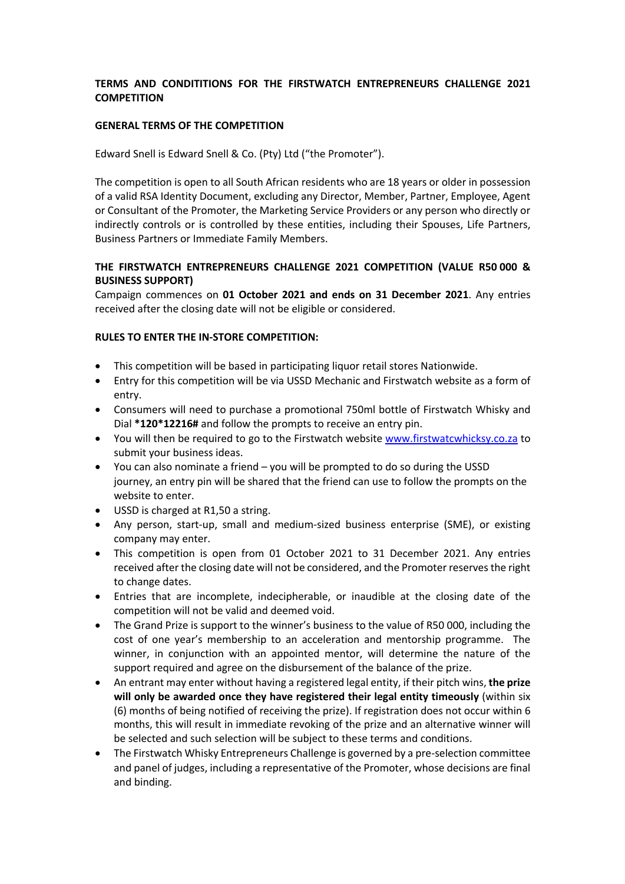**TERMS AND CONDITITIONS FOR THE FIRSTWATCH ENTREPRENEURS CHALLENGE 2021 COMPETITION**

**GENERAL TERMS OF THE COMPETITION**

Edward Snell is Edward Snell & Co. (Pty) Ltd ("the Promoter").

The competition is open to all South African residents who are 18 years or older in possession of a valid RSA Identity Document, excluding any Director, Member, Partner, Employee, Agent or Consultant of the Promoter, the Marketing Service Providers or any person who directly or indirectly controls or is controlled by these entities, including their Spouses, Life Partners, Business Partners or Immediate Family Members.

**THE FIRSTWATCH ENTREPRENEURS CHALLENGE 2021 COMPETITION (VALUE R50 000 & BUSINESS SUPPORT)**

Campaign commences on **01 October 2021 and ends on 31 December 2021**. Any entries received after the closing date will not be eligible or considered.

**RULES TO ENTER THE IN-STORE COMPETITION:**

- This competition will be based in participating liquor retail stores Nationwide.
- Entry for this competition will be via USSD Mechanic and Firstwatch website as a form of entry.
- Consumers will need to purchase a promotional 750ml bottle of Firstwatch Whisky and Dial **\*120\*12216#** and follow the prompts to receive an entry pin.
- You will then be required to go to the Firstwatch website [www.firstwatcwhicksy.co.za](www.firstwatcwhicksy.co.za) to submit your business ideas.
- You can also nominate a friend – you will be prompted to do so during the USSD journey, an entry pin will be shared that the friend can use to follow the prompts on the website to enter.
- USSD is charged at R1,50 a string.
- Any person, start-up, small and medium-sized business enterprise (SME), or existing company may enter.
- This competition is open from 01 October 2021 to 31 December 2021. Any entries received after the closing date will not be considered, and the Promoter reserves the right to change dates.
- Entries that are incomplete, indecipherable, or inaudible at the closing date of the competition will not be valid and deemed void.
- The Grand Prize is support to the winner's business to the value of R50 000, including the cost of one year's membership to an acceleration and mentorship programme. The winner, in conjunction with an appointed mentor, will determine the nature of the support required and agree on the disbursement of the balance of the prize.
- An entrant may enter without having a registered legal entity, if their pitch wins, **the prize will only be awarded once they have registered their legal entity timeously** (within six (6) months of being notified of receiving the prize). If registration does not occur within 6 months, this will result in immediate revoking of the prize and an alternative winner will be selected and such selection will be subject to these terms and conditions.
- The Firstwatch Whisky Entrepreneurs Challenge is governed by a pre-selection committee and panel of judges, including a representative of the Promoter, whose decisions are final and binding.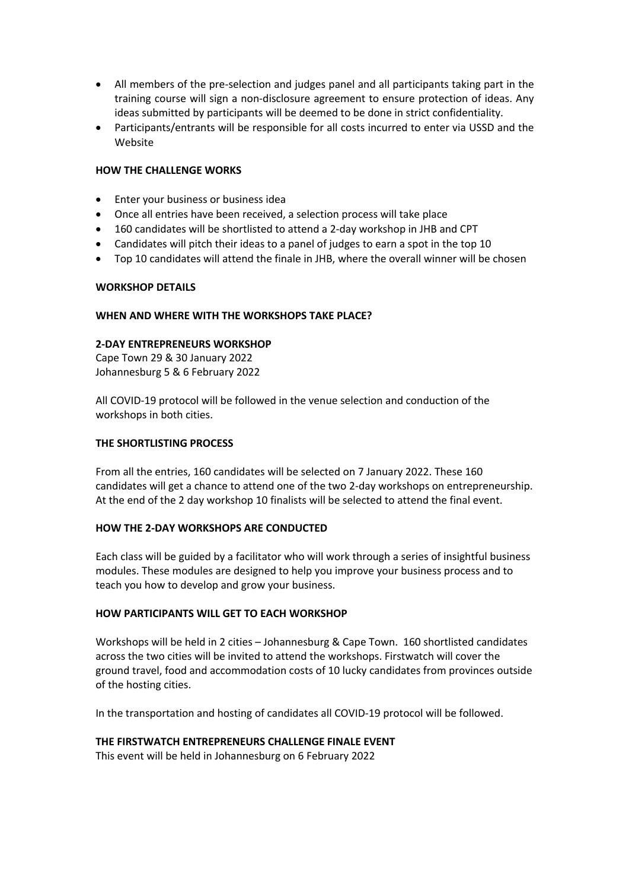- All members of the pre-selection and judges panel and all participants taking part in the training course will sign a non-disclosure agreement to ensure protection of ideas. Any ideas submitted by participants will be deemed to be done in strict confidentiality.
- Participants/entrants will be responsible for all costs incurred to enter via USSD and the Website

**HOW THE CHALLENGE WORKS**

- Enter your business or business idea
- Once all entries have been received, a selection process will take place
- 160 candidates will be shortlisted to attend a 2-day workshop in JHB and CPT
- Candidates will pitch their ideas to a panel of judges to earn a spot in the top 10
- Top 10 candidates will attend the finale in JHB, where the overall winner will be chosen

**WORKSHOP DETAILS**

**WHEN AND WHERE WITH THE WORKSHOPS TAKE PLACE?**

**2-DAY ENTREPRENEURS WORKSHOP**
Cape Town 29 & 30 January 2022
Johannesburg 5 & 6 February 2022

All COVID-19 protocol will be followed in the venue selection and conduction of the workshops in both cities.

**THE SHORTLISTING PROCESS**

From all the entries, 160 candidates will be selected on 7 January 2022. These 160 candidates will get a chance to attend one of the two 2-day workshops on entrepreneurship. At the end of the 2 day workshop 10 finalists will be selected to attend the final event.

**HOW THE 2-DAY WORKSHOPS ARE CONDUCTED**

Each class will be guided by a facilitator who will work through a series of insightful business modules. These modules are designed to help you improve your business process and to teach you how to develop and grow your business.

**HOW PARTICIPANTS WILL GET TO EACH WORKSHOP**

Workshops will be held in 2 cities – Johannesburg & Cape Town. 160 shortlisted candidates across the two cities will be invited to attend the workshops. Firstwatch will cover the ground travel, food and accommodation costs of 10 lucky candidates from provinces outside of the hosting cities.

In the transportation and hosting of candidates all COVID-19 protocol will be followed.

**THE FIRSTWATCH ENTREPRENEURS CHALLENGE FINALE EVENT**
This event will be held in Johannesburg on 6 February 2022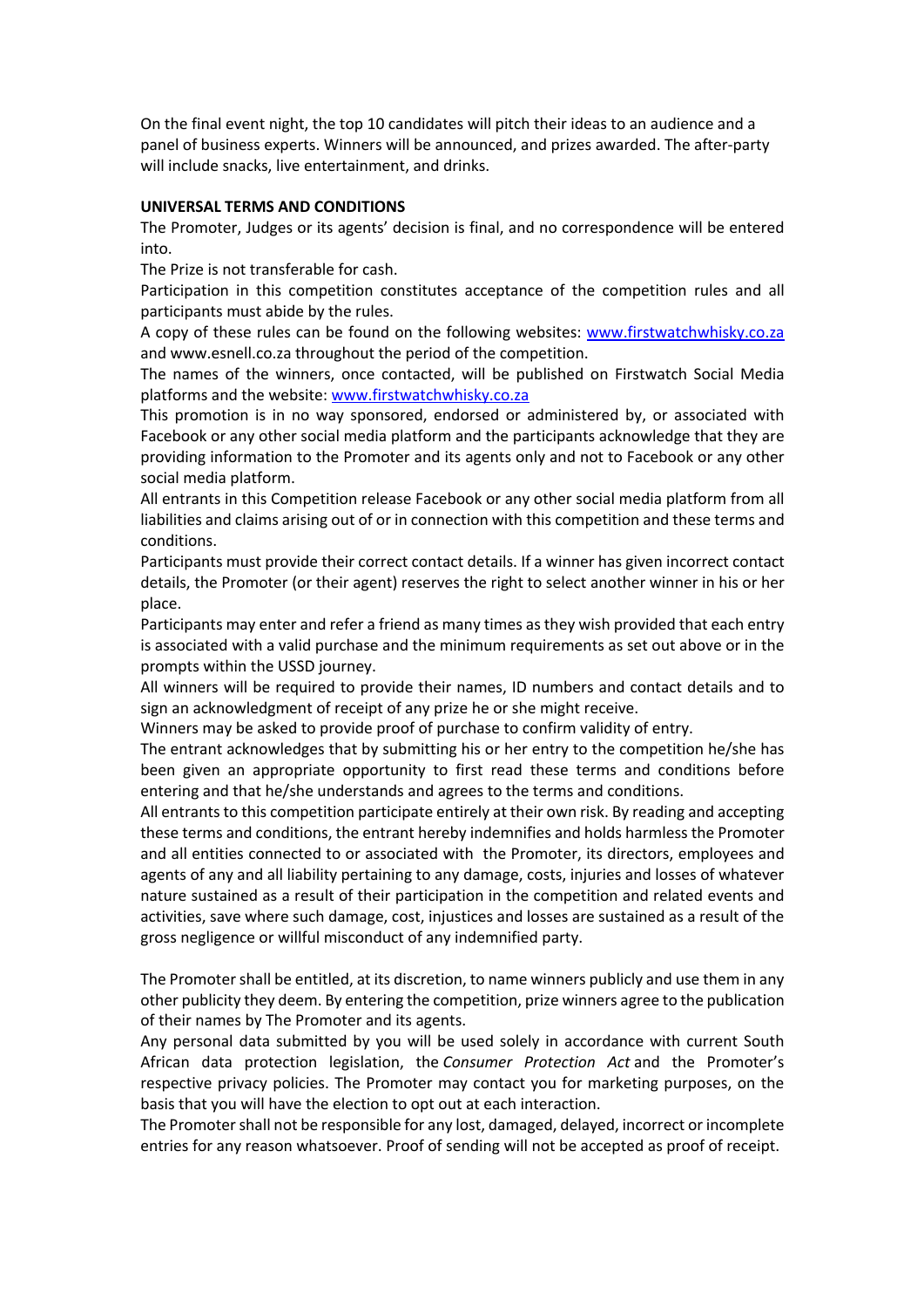On the final event night, the top 10 candidates will pitch their ideas to an audience and a panel of business experts. Winners will be announced, and prizes awarded. The after-party will include snacks, live entertainment, and drinks.

**UNIVERSAL TERMS AND CONDITIONS**

The Promoter, Judges or its agents' decision is final, and no correspondence will be entered into.

The Prize is not transferable for cash.

Participation in this competition constitutes acceptance of the competition rules and all participants must abide by the rules.

A copy of these rules can be found on the following websites: [www.firstwatchwhisky.co.za](www.firstwatchwhisky.co.za) and www.esnell.co.za throughout the period of the competition.

The names of the winners, once contacted, will be published on Firstwatch Social Media platforms and the website: [www.firstwatchwhisky.co.za](www.firstwatchwhisky.co.za)

This promotion is in no way sponsored, endorsed or administered by, or associated with Facebook or any other social media platform and the participants acknowledge that they are providing information to the Promoter and its agents only and not to Facebook or any other social media platform.

All entrants in this Competition release Facebook or any other social media platform from all liabilities and claims arising out of or in connection with this competition and these terms and conditions.

Participants must provide their correct contact details. If a winner has given incorrect contact details, the Promoter (or their agent) reserves the right to select another winner in his or her place.

Participants may enter and refer a friend as many times as they wish provided that each entry is associated with a valid purchase and the minimum requirements as set out above or in the prompts within the USSD journey.

All winners will be required to provide their names, ID numbers and contact details and to sign an acknowledgment of receipt of any prize he or she might receive.

Winners may be asked to provide proof of purchase to confirm validity of entry.

The entrant acknowledges that by submitting his or her entry to the competition he/she has been given an appropriate opportunity to first read these terms and conditions before entering and that he/she understands and agrees to the terms and conditions.

All entrants to this competition participate entirely at their own risk. By reading and accepting these terms and conditions, the entrant hereby indemnifies and holds harmless the Promoter and all entities connected to or associated with the Promoter, its directors, employees and agents of any and all liability pertaining to any damage, costs, injuries and losses of whatever nature sustained as a result of their participation in the competition and related events and activities, save where such damage, cost, injustices and losses are sustained as a result of the gross negligence or willful misconduct of any indemnified party.

The Promoter shall be entitled, at its discretion, to name winners publicly and use them in any other publicity they deem. By entering the competition, prize winners agree to the publication of their names by The Promoter and its agents.

Any personal data submitted by you will be used solely in accordance with current South African data protection legislation, the *Consumer Protection Act* and the Promoter's respective privacy policies. The Promoter may contact you for marketing purposes, on the basis that you will have the election to opt out at each interaction.

The Promoter shall not be responsible for any lost, damaged, delayed, incorrect or incomplete entries for any reason whatsoever. Proof of sending will not be accepted as proof of receipt.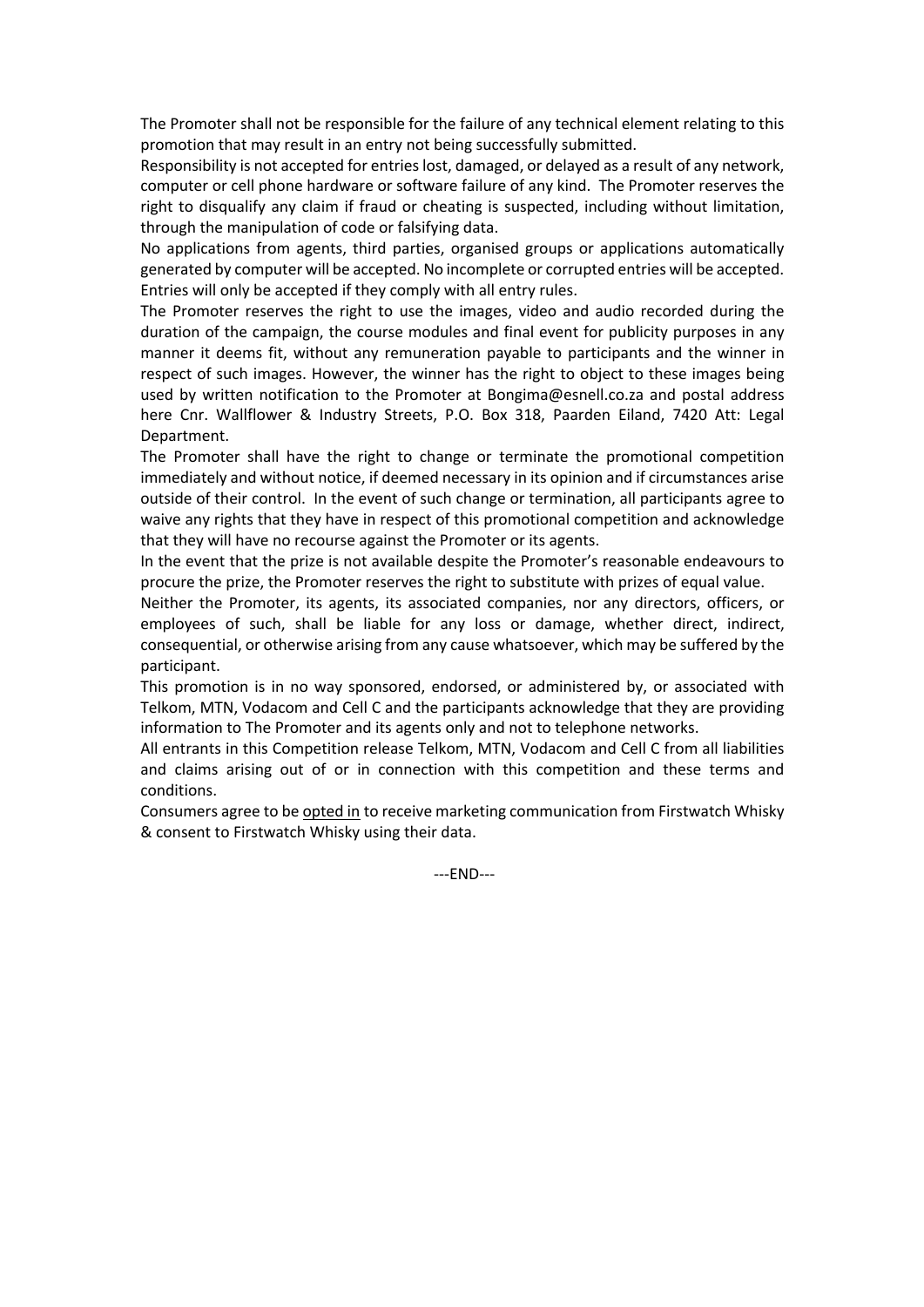The Promoter shall not be responsible for the failure of any technical element relating to this promotion that may result in an entry not being successfully submitted.

Responsibility is not accepted for entries lost, damaged, or delayed as a result of any network, computer or cell phone hardware or software failure of any kind. The Promoter reserves the right to disqualify any claim if fraud or cheating is suspected, including without limitation, through the manipulation of code or falsifying data.

No applications from agents, third parties, organised groups or applications automatically generated by computer will be accepted. No incomplete or corrupted entries will be accepted. Entries will only be accepted if they comply with all entry rules.

The Promoter reserves the right to use the images, video and audio recorded during the duration of the campaign, the course modules and final event for publicity purposes in any manner it deems fit, without any remuneration payable to participants and the winner in respect of such images. However, the winner has the right to object to these images being used by written notification to the Promoter at Bongima@esnell.co.za and postal address here Cnr. Wallflower & Industry Streets, P.O. Box 318, Paarden Eiland, 7420 Att: Legal Department.

The Promoter shall have the right to change or terminate the promotional competition immediately and without notice, if deemed necessary in its opinion and if circumstances arise outside of their control. In the event of such change or termination, all participants agree to waive any rights that they have in respect of this promotional competition and acknowledge that they will have no recourse against the Promoter or its agents.

In the event that the prize is not available despite the Promoter's reasonable endeavours to procure the prize, the Promoter reserves the right to substitute with prizes of equal value.

Neither the Promoter, its agents, its associated companies, nor any directors, officers, or employees of such, shall be liable for any loss or damage, whether direct, indirect, consequential, or otherwise arising from any cause whatsoever, which may be suffered by the participant.

This promotion is in no way sponsored, endorsed, or administered by, or associated with Telkom, MTN, Vodacom and Cell C and the participants acknowledge that they are providing information to The Promoter and its agents only and not to telephone networks.

All entrants in this Competition release Telkom, MTN, Vodacom and Cell C from all liabilities and claims arising out of or in connection with this competition and these terms and conditions.

Consumers agree to be opted in to receive marketing communication from Firstwatch Whisky & consent to Firstwatch Whisky using their data.

---END---